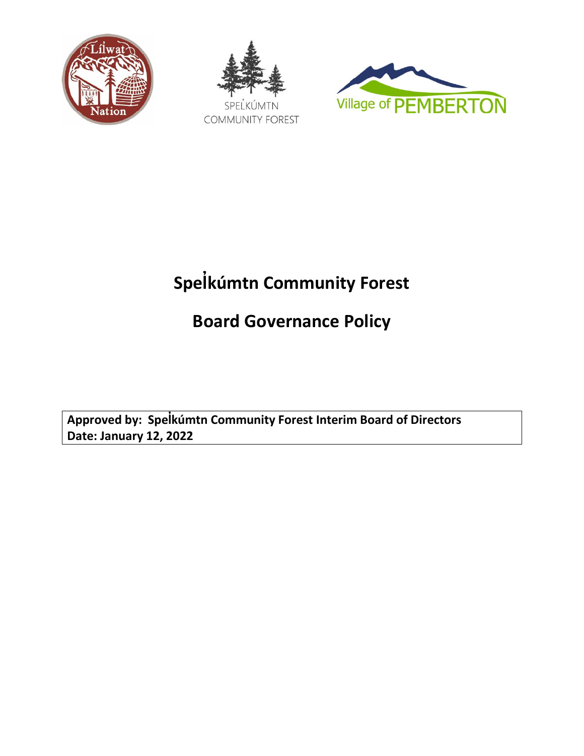# Spel̓kúmtn Community Forest

# Board Governance Policy

**Approved by: Spel̓kúmtn Community Forest Interim Board of Directors**
**Date: January 12, 2022**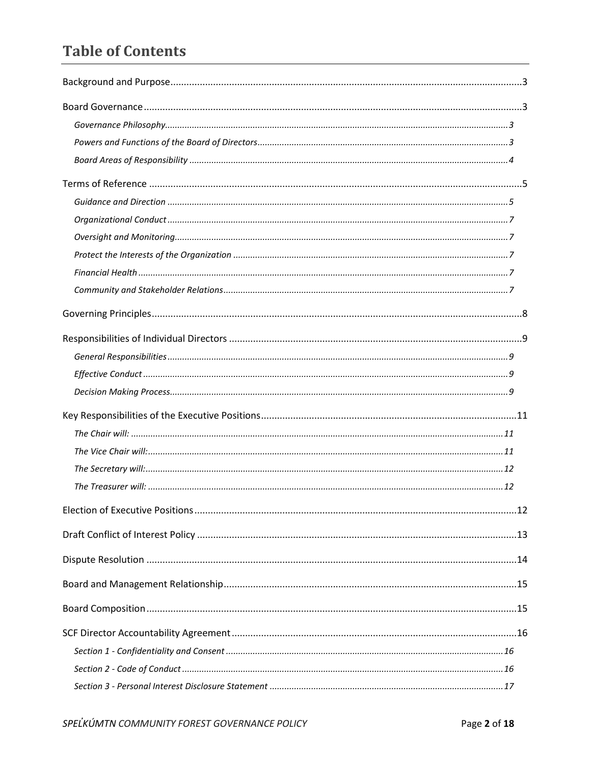# Table of Contents

Background and Purpose....3

Board Governance....3

*Governance Philosophy*....3

*Powers and Functions of the Board of Directors*....3

*Board Areas of Responsibility*....4

Terms of Reference....5

*Guidance and Direction*....5

*Organizational Conduct*....7

*Oversight and Monitoring*....7

*Protect the Interests of the Organization*....7

*Financial Health*....7

*Community and Stakeholder Relations*....7

Governing Principles....8

Responsibilities of Individual Directors....9

*General Responsibilities*....9

*Effective Conduct*....9

*Decision Making Process*....9

Key Responsibilities of the Executive Positions....11

*The Chair will:*....11

*The Vice Chair will:*....11

*The Secretary will:*....12

*The Treasurer will:*....12

Election of Executive Positions....12

Draft Conflict of Interest Policy....13

Dispute Resolution....14

Board and Management Relationship....15

Board Composition....15

SCF Director Accountability Agreement....16

*Section 1 - Confidentiality and Consent*....16

*Section 2 - Code of Conduct*....16

*Section 3 - Personal Interest Disclosure Statement*....17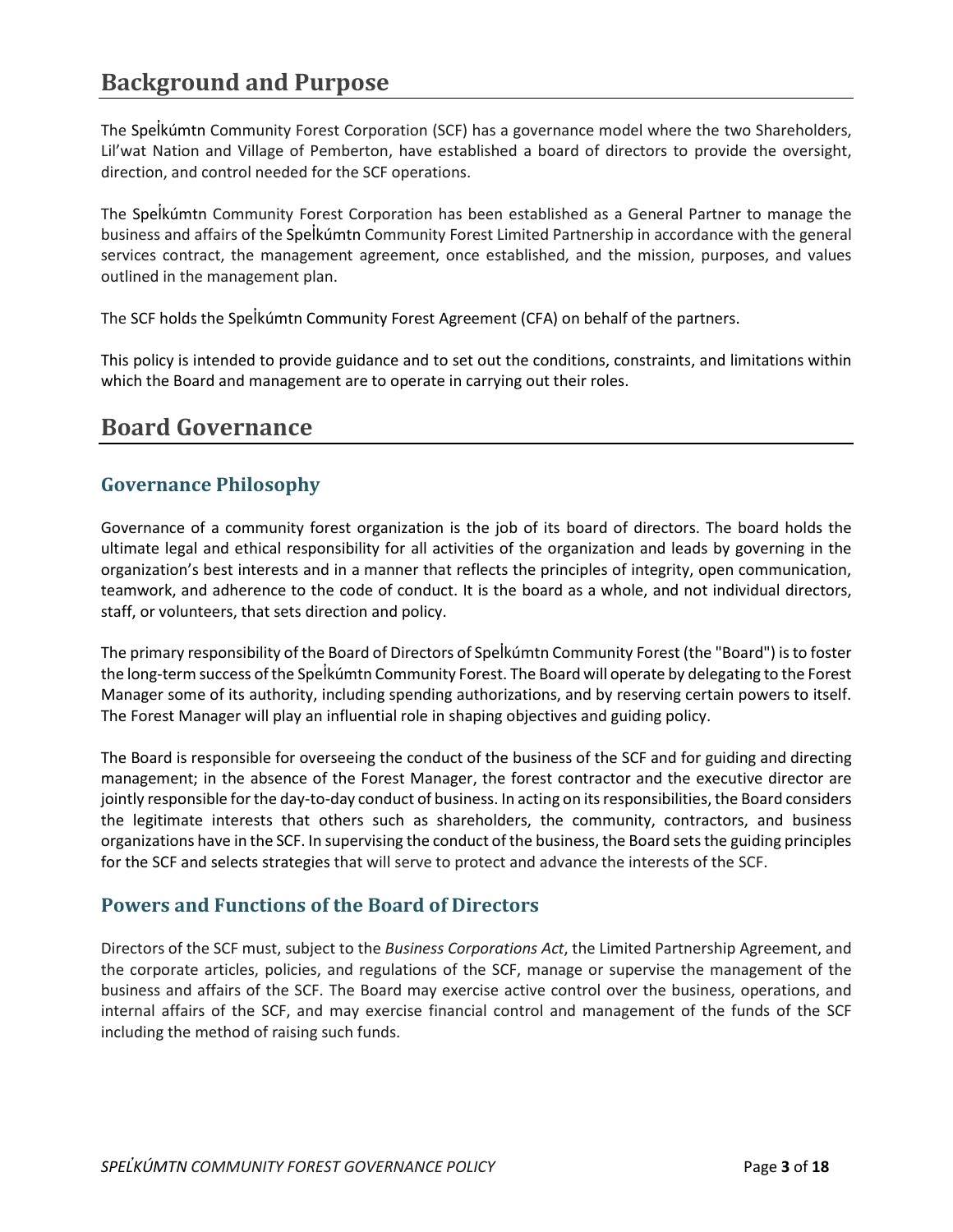# Background and Purpose

The Spel̓kúmtn Community Forest Corporation (SCF) has a governance model where the two Shareholders, Lil'wat Nation and Village of Pemberton, have established a board of directors to provide the oversight, direction, and control needed for the SCF operations.

The Spel̓kúmtn Community Forest Corporation has been established as a General Partner to manage the business and affairs of the Spel̓kúmtn Community Forest Limited Partnership in accordance with the general services contract, the management agreement, once established, and the mission, purposes, and values outlined in the management plan.

The SCF holds the Spel̓kúmtn Community Forest Agreement (CFA) on behalf of the partners.

This policy is intended to provide guidance and to set out the conditions, constraints, and limitations within which the Board and management are to operate in carrying out their roles.

# Board Governance

## Governance Philosophy

Governance of a community forest organization is the job of its board of directors. The board holds the ultimate legal and ethical responsibility for all activities of the organization and leads by governing in the organization's best interests and in a manner that reflects the principles of integrity, open communication, teamwork, and adherence to the code of conduct. It is the board as a whole, and not individual directors, staff, or volunteers, that sets direction and policy.

The primary responsibility of the Board of Directors of Spel̓kúmtn Community Forest (the "Board") is to foster the long-term success of the Spel̓kúmtn Community Forest. The Board will operate by delegating to the Forest Manager some of its authority, including spending authorizations, and by reserving certain powers to itself. The Forest Manager will play an influential role in shaping objectives and guiding policy.

The Board is responsible for overseeing the conduct of the business of the SCF and for guiding and directing management; in the absence of the Forest Manager, the forest contractor and the executive director are jointly responsible for the day-to-day conduct of business. In acting on its responsibilities, the Board considers the legitimate interests that others such as shareholders, the community, contractors, and business organizations have in the SCF. In supervising the conduct of the business, the Board sets the guiding principles for the SCF and selects strategies that will serve to protect and advance the interests of the SCF.

## Powers and Functions of the Board of Directors

Directors of the SCF must, subject to the *Business Corporations Act*, the Limited Partnership Agreement, and the corporate articles, policies, and regulations of the SCF, manage or supervise the management of the business and affairs of the SCF. The Board may exercise active control over the business, operations, and internal affairs of the SCF, and may exercise financial control and management of the funds of the SCF including the method of raising such funds.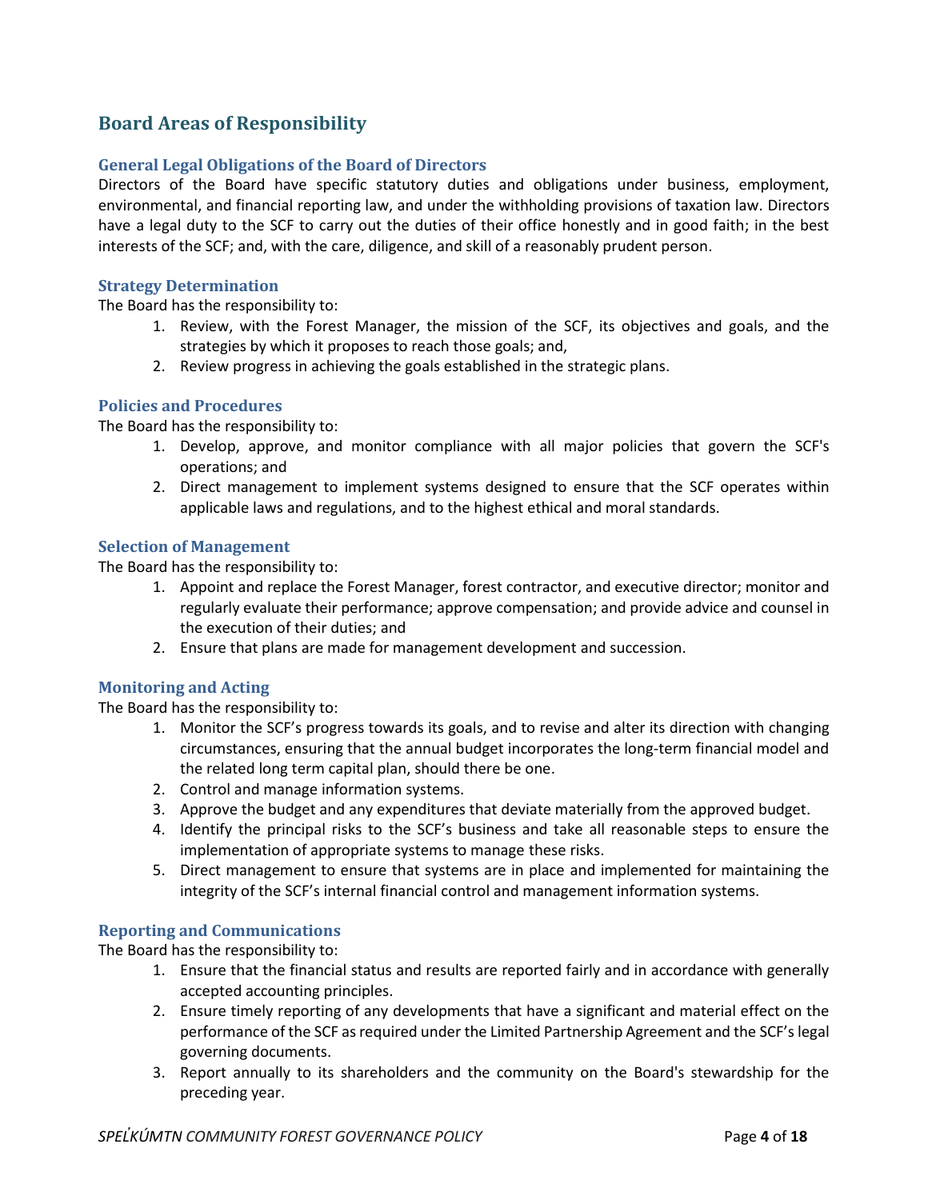## Board Areas of Responsibility

### General Legal Obligations of the Board of Directors

Directors of the Board have specific statutory duties and obligations under business, employment, environmental, and financial reporting law, and under the withholding provisions of taxation law. Directors have a legal duty to the SCF to carry out the duties of their office honestly and in good faith; in the best interests of the SCF; and, with the care, diligence, and skill of a reasonably prudent person.

### Strategy Determination

The Board has the responsibility to:

1. Review, with the Forest Manager, the mission of the SCF, its objectives and goals, and the strategies by which it proposes to reach those goals; and,
2. Review progress in achieving the goals established in the strategic plans.

### Policies and Procedures

The Board has the responsibility to:

1. Develop, approve, and monitor compliance with all major policies that govern the SCF's operations; and
2. Direct management to implement systems designed to ensure that the SCF operates within applicable laws and regulations, and to the highest ethical and moral standards.

### Selection of Management

The Board has the responsibility to:

1. Appoint and replace the Forest Manager, forest contractor, and executive director; monitor and regularly evaluate their performance; approve compensation; and provide advice and counsel in the execution of their duties; and
2. Ensure that plans are made for management development and succession.

### Monitoring and Acting

The Board has the responsibility to:

1. Monitor the SCF's progress towards its goals, and to revise and alter its direction with changing circumstances, ensuring that the annual budget incorporates the long-term financial model and the related long term capital plan, should there be one.
2. Control and manage information systems.
3. Approve the budget and any expenditures that deviate materially from the approved budget.
4. Identify the principal risks to the SCF's business and take all reasonable steps to ensure the implementation of appropriate systems to manage these risks.
5. Direct management to ensure that systems are in place and implemented for maintaining the integrity of the SCF's internal financial control and management information systems.

### Reporting and Communications

The Board has the responsibility to:

1. Ensure that the financial status and results are reported fairly and in accordance with generally accepted accounting principles.
2. Ensure timely reporting of any developments that have a significant and material effect on the performance of the SCF as required under the Limited Partnership Agreement and the SCF's legal governing documents.
3. Report annually to its shareholders and the community on the Board's stewardship for the preceding year.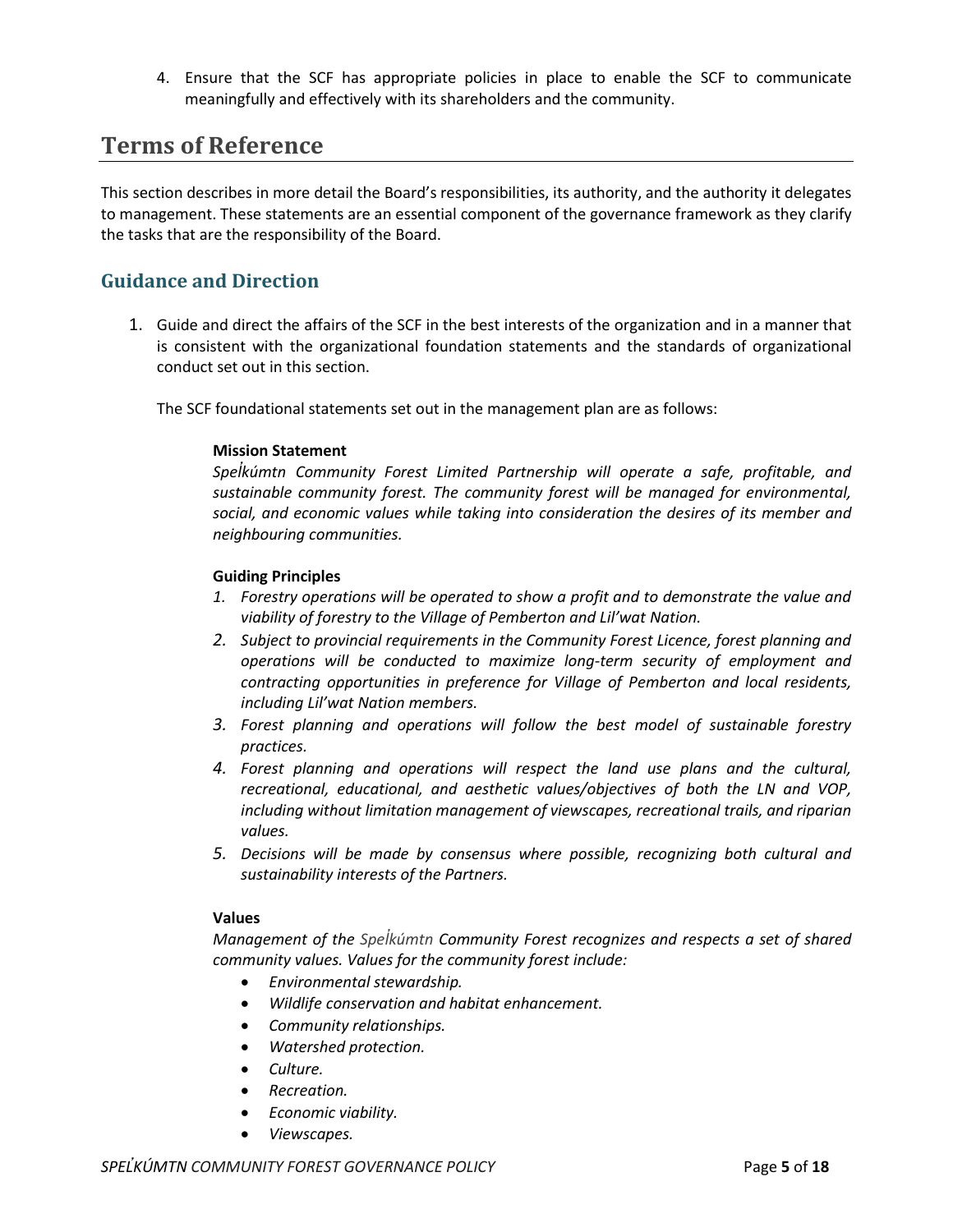4. Ensure that the SCF has appropriate policies in place to enable the SCF to communicate meaningfully and effectively with its shareholders and the community.

# Terms of Reference

This section describes in more detail the Board's responsibilities, its authority, and the authority it delegates to management. These statements are an essential component of the governance framework as they clarify the tasks that are the responsibility of the Board.

## Guidance and Direction

1. Guide and direct the affairs of the SCF in the best interests of the organization and in a manner that is consistent with the organizational foundation statements and the standards of organizational conduct set out in this section.

   The SCF foundational statements set out in the management plan are as follows:

   **Mission Statement**
   *Spel̓kúmtn Community Forest Limited Partnership will operate a safe, profitable, and sustainable community forest. The community forest will be managed for environmental, social, and economic values while taking into consideration the desires of its member and neighbouring communities.*

   **Guiding Principles**
   1. *Forestry operations will be operated to show a profit and to demonstrate the value and viability of forestry to the Village of Pemberton and Lil'wat Nation.*
   2. *Subject to provincial requirements in the Community Forest Licence, forest planning and operations will be conducted to maximize long-term security of employment and contracting opportunities in preference for Village of Pemberton and local residents, including Lil'wat Nation members.*
   3. *Forest planning and operations will follow the best model of sustainable forestry practices.*
   4. *Forest planning and operations will respect the land use plans and the cultural, recreational, educational, and aesthetic values/objectives of both the LN and VOP, including without limitation management of viewscapes, recreational trails, and riparian values.*
   5. *Decisions will be made by consensus where possible, recognizing both cultural and sustainability interests of the Partners.*

   **Values**
   *Management of the Spel̓kúmtn Community Forest recognizes and respects a set of shared community values. Values for the community forest include:*
   - *Environmental stewardship.*
   - *Wildlife conservation and habitat enhancement.*
   - *Community relationships.*
   - *Watershed protection.*
   - *Culture.*
   - *Recreation.*
   - *Economic viability.*
   - *Viewscapes.*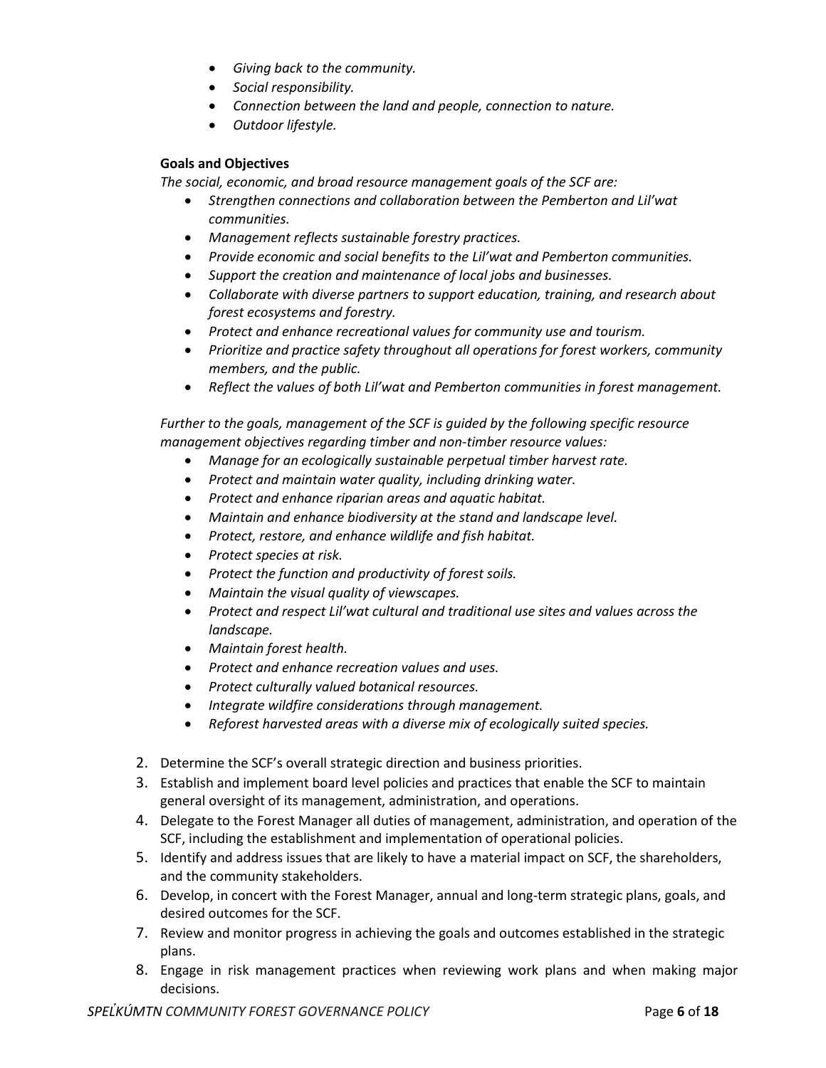- *Giving back to the community.*
- *Social responsibility.*
- *Connection between the land and people, connection to nature.*
- *Outdoor lifestyle.*

**Goals and Objectives**

*The social, economic, and broad resource management goals of the SCF are:*

- *Strengthen connections and collaboration between the Pemberton and Lil'wat communities.*
- *Management reflects sustainable forestry practices.*
- *Provide economic and social benefits to the Lil'wat and Pemberton communities.*
- *Support the creation and maintenance of local jobs and businesses.*
- *Collaborate with diverse partners to support education, training, and research about forest ecosystems and forestry.*
- *Protect and enhance recreational values for community use and tourism.*
- *Prioritize and practice safety throughout all operations for forest workers, community members, and the public.*
- *Reflect the values of both Lil'wat and Pemberton communities in forest management.*

*Further to the goals, management of the SCF is guided by the following specific resource management objectives regarding timber and non-timber resource values:*

- *Manage for an ecologically sustainable perpetual timber harvest rate.*
- *Protect and maintain water quality, including drinking water.*
- *Protect and enhance riparian areas and aquatic habitat.*
- *Maintain and enhance biodiversity at the stand and landscape level.*
- *Protect, restore, and enhance wildlife and fish habitat.*
- *Protect species at risk.*
- *Protect the function and productivity of forest soils.*
- *Maintain the visual quality of viewscapes.*
- *Protect and respect Lil'wat cultural and traditional use sites and values across the landscape.*
- *Maintain forest health.*
- *Protect and enhance recreation values and uses.*
- *Protect culturally valued botanical resources.*
- *Integrate wildfire considerations through management.*
- *Reforest harvested areas with a diverse mix of ecologically suited species.*

2. Determine the SCF's overall strategic direction and business priorities.
3. Establish and implement board level policies and practices that enable the SCF to maintain general oversight of its management, administration, and operations.
4. Delegate to the Forest Manager all duties of management, administration, and operation of the SCF, including the establishment and implementation of operational policies.
5. Identify and address issues that are likely to have a material impact on SCF, the shareholders, and the community stakeholders.
6. Develop, in concert with the Forest Manager, annual and long-term strategic plans, goals, and desired outcomes for the SCF.
7. Review and monitor progress in achieving the goals and outcomes established in the strategic plans.
8. Engage in risk management practices when reviewing work plans and when making major decisions.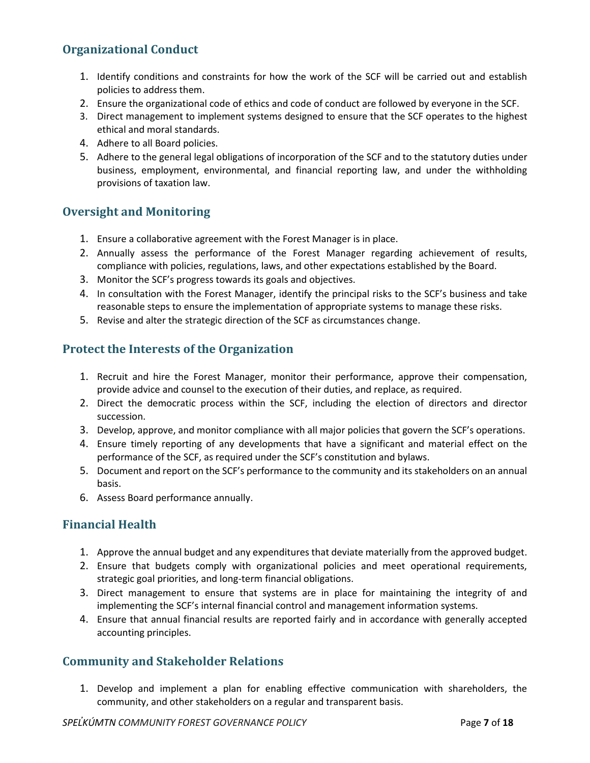## Organizational Conduct

1. Identify conditions and constraints for how the work of the SCF will be carried out and establish policies to address them.
2. Ensure the organizational code of ethics and code of conduct are followed by everyone in the SCF.
3. Direct management to implement systems designed to ensure that the SCF operates to the highest ethical and moral standards.
4. Adhere to all Board policies.
5. Adhere to the general legal obligations of incorporation of the SCF and to the statutory duties under business, employment, environmental, and financial reporting law, and under the withholding provisions of taxation law.

## Oversight and Monitoring

1. Ensure a collaborative agreement with the Forest Manager is in place.
2. Annually assess the performance of the Forest Manager regarding achievement of results, compliance with policies, regulations, laws, and other expectations established by the Board.
3. Monitor the SCF's progress towards its goals and objectives.
4. In consultation with the Forest Manager, identify the principal risks to the SCF's business and take reasonable steps to ensure the implementation of appropriate systems to manage these risks.
5. Revise and alter the strategic direction of the SCF as circumstances change.

## Protect the Interests of the Organization

1. Recruit and hire the Forest Manager, monitor their performance, approve their compensation, provide advice and counsel to the execution of their duties, and replace, as required.
2. Direct the democratic process within the SCF, including the election of directors and director succession.
3. Develop, approve, and monitor compliance with all major policies that govern the SCF's operations.
4. Ensure timely reporting of any developments that have a significant and material effect on the performance of the SCF, as required under the SCF's constitution and bylaws.
5. Document and report on the SCF's performance to the community and its stakeholders on an annual basis.
6. Assess Board performance annually.

## Financial Health

1. Approve the annual budget and any expenditures that deviate materially from the approved budget.
2. Ensure that budgets comply with organizational policies and meet operational requirements, strategic goal priorities, and long-term financial obligations.
3. Direct management to ensure that systems are in place for maintaining the integrity of and implementing the SCF's internal financial control and management information systems.
4. Ensure that annual financial results are reported fairly and in accordance with generally accepted accounting principles.

## Community and Stakeholder Relations

1. Develop and implement a plan for enabling effective communication with shareholders, the community, and other stakeholders on a regular and transparent basis.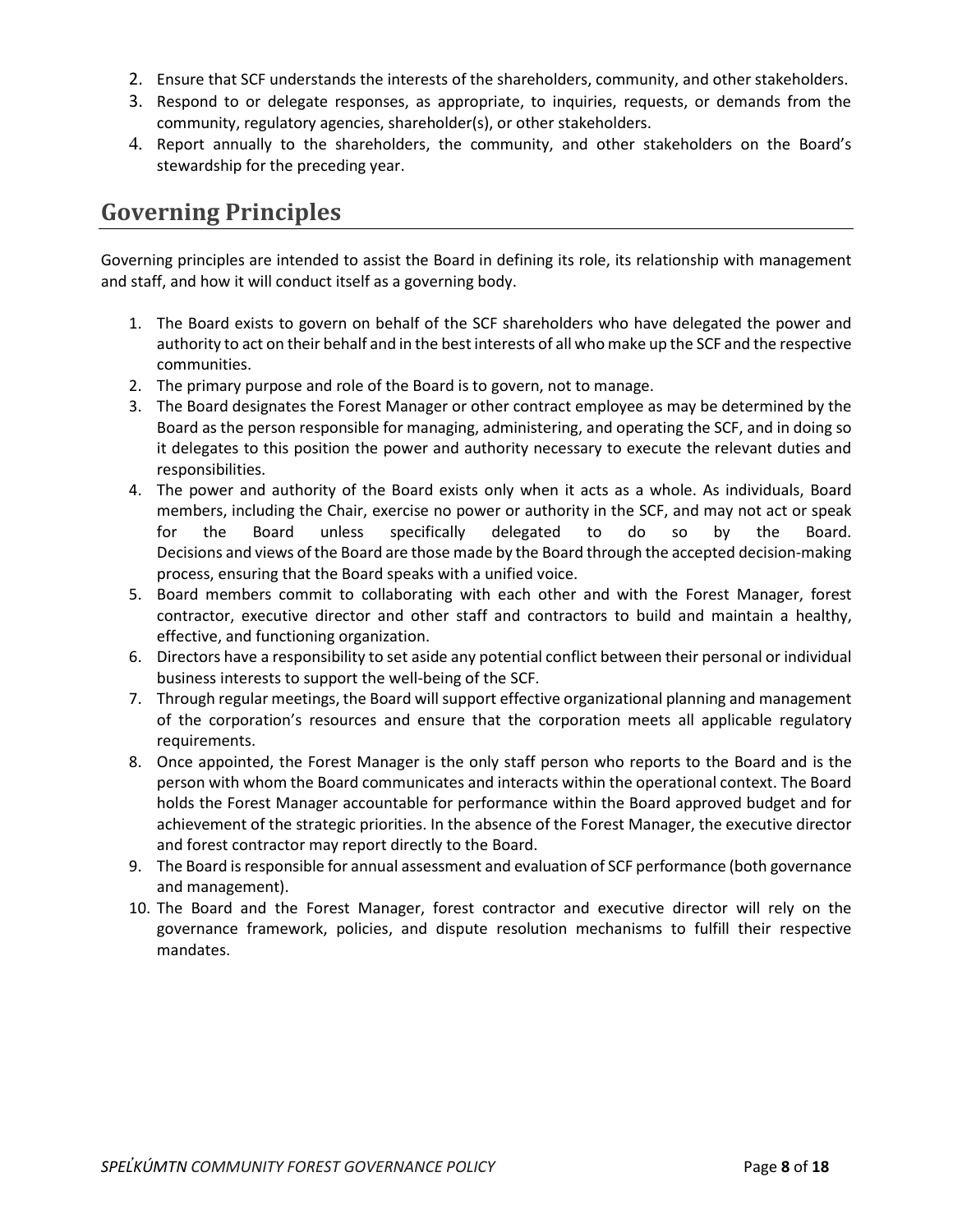2. Ensure that SCF understands the interests of the shareholders, community, and other stakeholders.
3. Respond to or delegate responses, as appropriate, to inquiries, requests, or demands from the community, regulatory agencies, shareholder(s), or other stakeholders.
4. Report annually to the shareholders, the community, and other stakeholders on the Board's stewardship for the preceding year.

## Governing Principles

Governing principles are intended to assist the Board in defining its role, its relationship with management and staff, and how it will conduct itself as a governing body.

1. The Board exists to govern on behalf of the SCF shareholders who have delegated the power and authority to act on their behalf and in the best interests of all who make up the SCF and the respective communities.
2. The primary purpose and role of the Board is to govern, not to manage.
3. The Board designates the Forest Manager or other contract employee as may be determined by the Board as the person responsible for managing, administering, and operating the SCF, and in doing so it delegates to this position the power and authority necessary to execute the relevant duties and responsibilities.
4. The power and authority of the Board exists only when it acts as a whole. As individuals, Board members, including the Chair, exercise no power or authority in the SCF, and may not act or speak for the Board unless specifically delegated to do so by the Board. Decisions and views of the Board are those made by the Board through the accepted decision-making process, ensuring that the Board speaks with a unified voice.
5. Board members commit to collaborating with each other and with the Forest Manager, forest contractor, executive director and other staff and contractors to build and maintain a healthy, effective, and functioning organization.
6. Directors have a responsibility to set aside any potential conflict between their personal or individual business interests to support the well-being of the SCF.
7. Through regular meetings, the Board will support effective organizational planning and management of the corporation's resources and ensure that the corporation meets all applicable regulatory requirements.
8. Once appointed, the Forest Manager is the only staff person who reports to the Board and is the person with whom the Board communicates and interacts within the operational context. The Board holds the Forest Manager accountable for performance within the Board approved budget and for achievement of the strategic priorities. In the absence of the Forest Manager, the executive director and forest contractor may report directly to the Board.
9. The Board is responsible for annual assessment and evaluation of SCF performance (both governance and management).
10. The Board and the Forest Manager, forest contractor and executive director will rely on the governance framework, policies, and dispute resolution mechanisms to fulfill their respective mandates.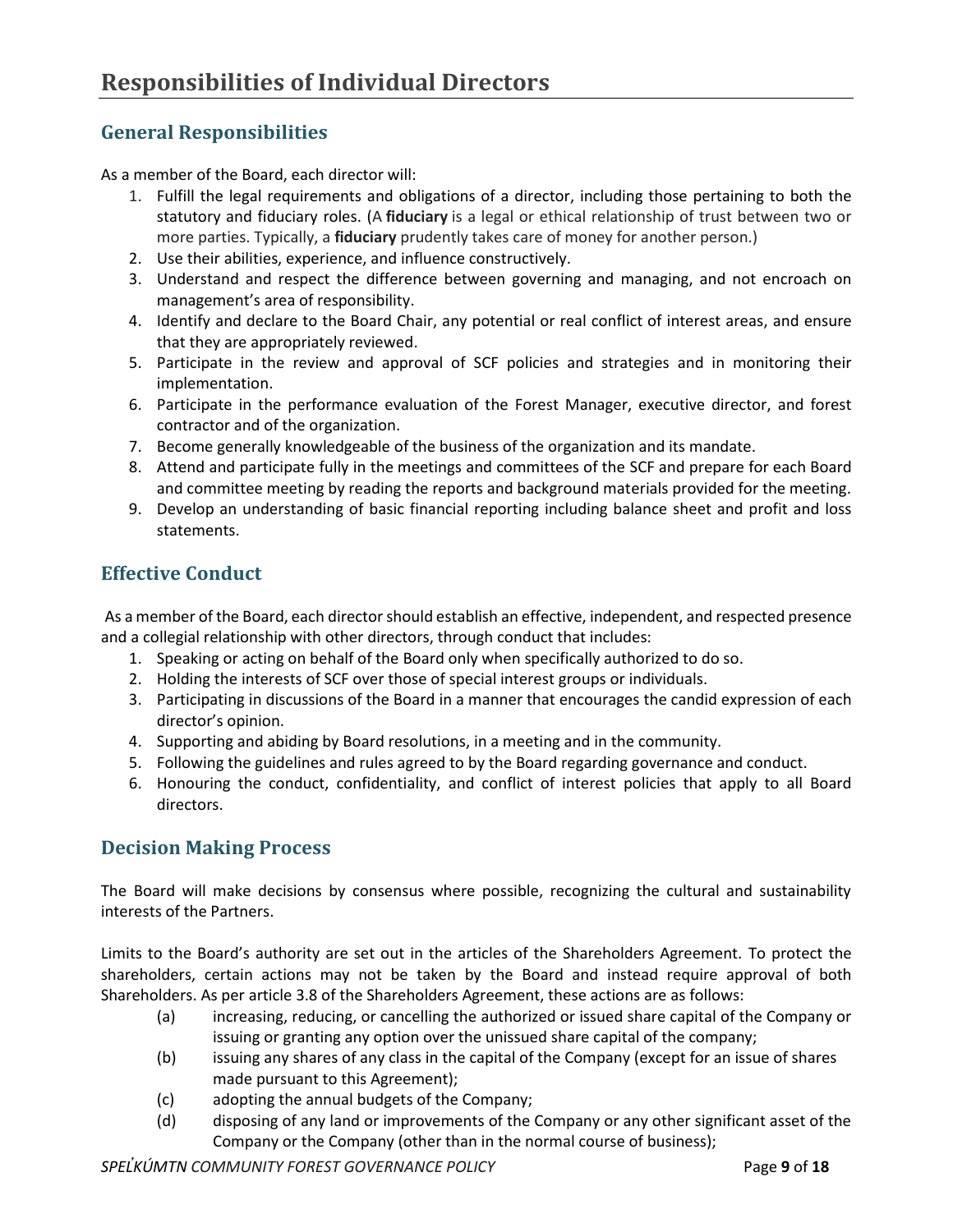# Responsibilities of Individual Directors

## General Responsibilities

As a member of the Board, each director will:

1. Fulfill the legal requirements and obligations of a director, including those pertaining to both the statutory and fiduciary roles. (A **fiduciary** is a legal or ethical relationship of trust between two or more parties. Typically, a **fiduciary** prudently takes care of money for another person.)
2. Use their abilities, experience, and influence constructively.
3. Understand and respect the difference between governing and managing, and not encroach on management's area of responsibility.
4. Identify and declare to the Board Chair, any potential or real conflict of interest areas, and ensure that they are appropriately reviewed.
5. Participate in the review and approval of SCF policies and strategies and in monitoring their implementation.
6. Participate in the performance evaluation of the Forest Manager, executive director, and forest contractor and of the organization.
7. Become generally knowledgeable of the business of the organization and its mandate.
8. Attend and participate fully in the meetings and committees of the SCF and prepare for each Board and committee meeting by reading the reports and background materials provided for the meeting.
9. Develop an understanding of basic financial reporting including balance sheet and profit and loss statements.

## Effective Conduct

As a member of the Board, each director should establish an effective, independent, and respected presence and a collegial relationship with other directors, through conduct that includes:

1. Speaking or acting on behalf of the Board only when specifically authorized to do so.
2. Holding the interests of SCF over those of special interest groups or individuals.
3. Participating in discussions of the Board in a manner that encourages the candid expression of each director's opinion.
4. Supporting and abiding by Board resolutions, in a meeting and in the community.
5. Following the guidelines and rules agreed to by the Board regarding governance and conduct.
6. Honouring the conduct, confidentiality, and conflict of interest policies that apply to all Board directors.

## Decision Making Process

The Board will make decisions by consensus where possible, recognizing the cultural and sustainability interests of the Partners.

Limits to the Board's authority are set out in the articles of the Shareholders Agreement. To protect the shareholders, certain actions may not be taken by the Board and instead require approval of both Shareholders. As per article 3.8 of the Shareholders Agreement, these actions are as follows:

(a) increasing, reducing, or cancelling the authorized or issued share capital of the Company or issuing or granting any option over the unissued share capital of the company;

(b) issuing any shares of any class in the capital of the Company (except for an issue of shares made pursuant to this Agreement);

(c) adopting the annual budgets of the Company;

(d) disposing of any land or improvements of the Company or any other significant asset of the Company or the Company (other than in the normal course of business);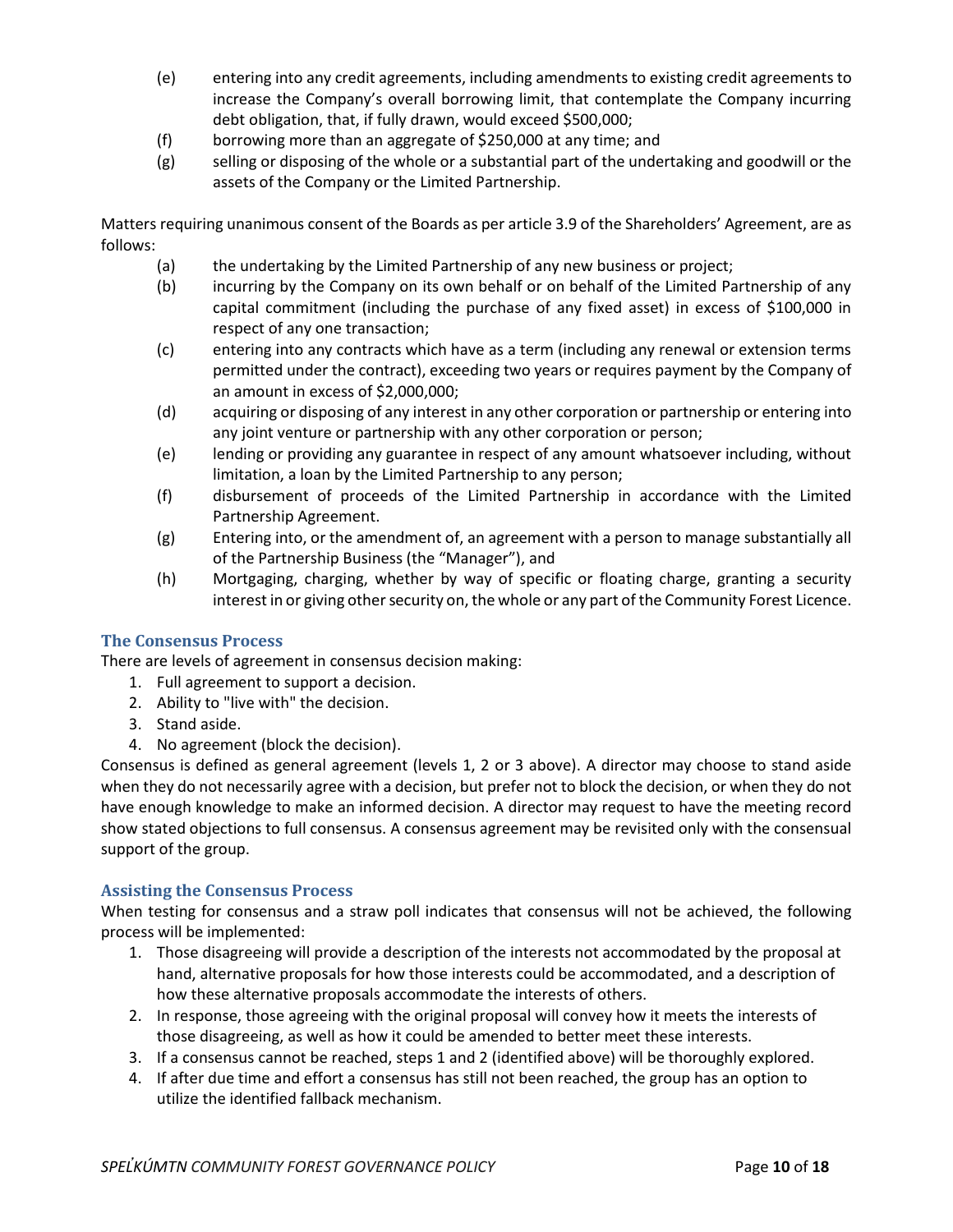(e) entering into any credit agreements, including amendments to existing credit agreements to increase the Company's overall borrowing limit, that contemplate the Company incurring debt obligation, that, if fully drawn, would exceed $500,000;

(f) borrowing more than an aggregate of $250,000 at any time; and

(g) selling or disposing of the whole or a substantial part of the undertaking and goodwill or the assets of the Company or the Limited Partnership.

Matters requiring unanimous consent of the Boards as per article 3.9 of the Shareholders' Agreement, are as follows:

(a) the undertaking by the Limited Partnership of any new business or project;

(b) incurring by the Company on its own behalf or on behalf of the Limited Partnership of any capital commitment (including the purchase of any fixed asset) in excess of $100,000 in respect of any one transaction;

(c) entering into any contracts which have as a term (including any renewal or extension terms permitted under the contract), exceeding two years or requires payment by the Company of an amount in excess of $2,000,000;

(d) acquiring or disposing of any interest in any other corporation or partnership or entering into any joint venture or partnership with any other corporation or person;

(e) lending or providing any guarantee in respect of any amount whatsoever including, without limitation, a loan by the Limited Partnership to any person;

(f) disbursement of proceeds of the Limited Partnership in accordance with the Limited Partnership Agreement.

(g) Entering into, or the amendment of, an agreement with a person to manage substantially all of the Partnership Business (the "Manager"), and

(h) Mortgaging, charging, whether by way of specific or floating charge, granting a security interest in or giving other security on, the whole or any part of the Community Forest Licence.

### The Consensus Process

There are levels of agreement in consensus decision making:

1. Full agreement to support a decision.
2. Ability to "live with" the decision.
3. Stand aside.
4. No agreement (block the decision).

Consensus is defined as general agreement (levels 1, 2 or 3 above). A director may choose to stand aside when they do not necessarily agree with a decision, but prefer not to block the decision, or when they do not have enough knowledge to make an informed decision. A director may request to have the meeting record show stated objections to full consensus. A consensus agreement may be revisited only with the consensual support of the group.

### Assisting the Consensus Process

When testing for consensus and a straw poll indicates that consensus will not be achieved, the following process will be implemented:

1. Those disagreeing will provide a description of the interests not accommodated by the proposal at hand, alternative proposals for how those interests could be accommodated, and a description of how these alternative proposals accommodate the interests of others.
2. In response, those agreeing with the original proposal will convey how it meets the interests of those disagreeing, as well as how it could be amended to better meet these interests.
3. If a consensus cannot be reached, steps 1 and 2 (identified above) will be thoroughly explored.
4. If after due time and effort a consensus has still not been reached, the group has an option to utilize the identified fallback mechanism.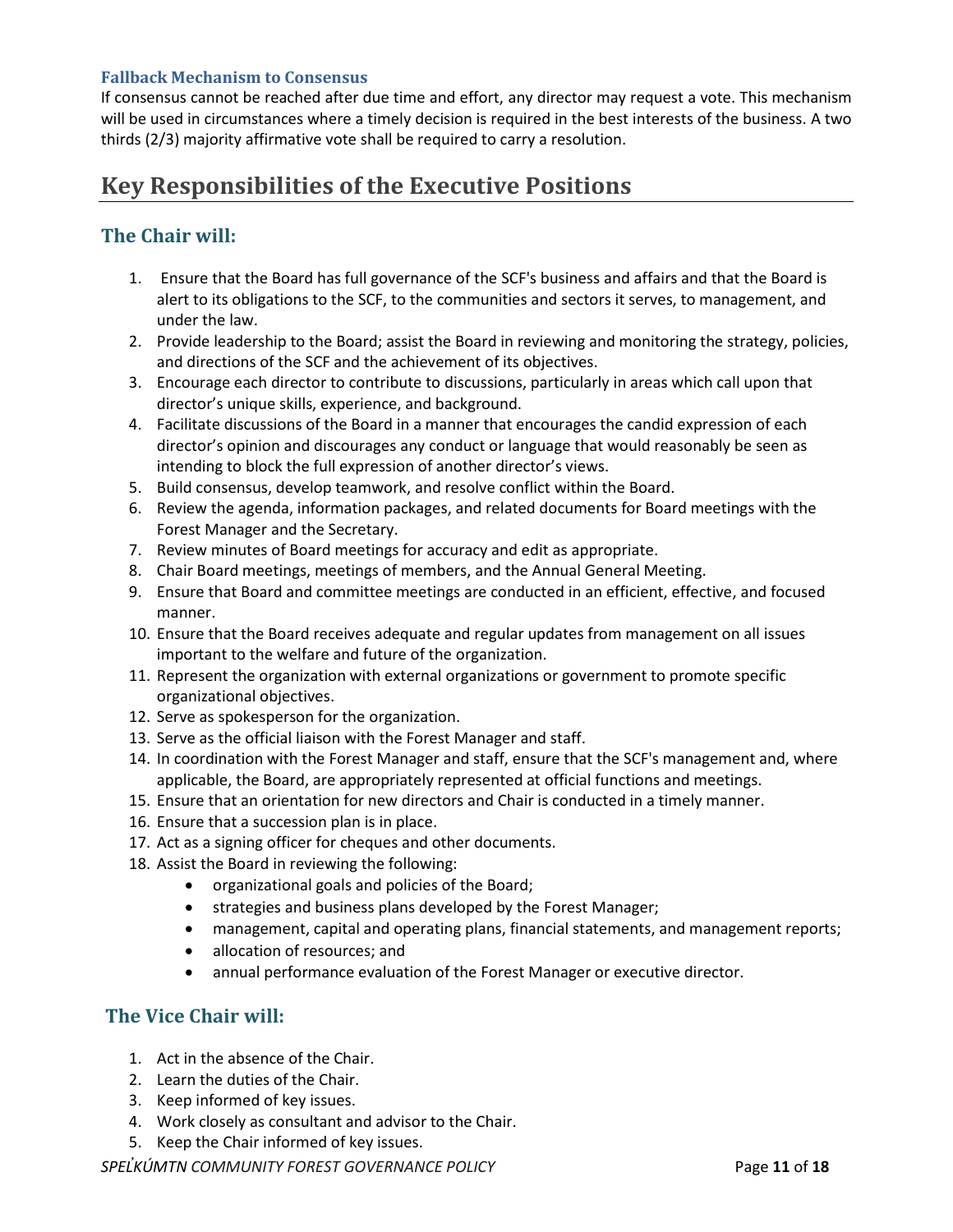### Fallback Mechanism to Consensus

If consensus cannot be reached after due time and effort, any director may request a vote. This mechanism will be used in circumstances where a timely decision is required in the best interests of the business. A two thirds (2/3) majority affirmative vote shall be required to carry a resolution.

# Key Responsibilities of the Executive Positions

## The Chair will:

1. Ensure that the Board has full governance of the SCF's business and affairs and that the Board is alert to its obligations to the SCF, to the communities and sectors it serves, to management, and under the law.
2. Provide leadership to the Board; assist the Board in reviewing and monitoring the strategy, policies, and directions of the SCF and the achievement of its objectives.
3. Encourage each director to contribute to discussions, particularly in areas which call upon that director's unique skills, experience, and background.
4. Facilitate discussions of the Board in a manner that encourages the candid expression of each director's opinion and discourages any conduct or language that would reasonably be seen as intending to block the full expression of another director's views.
5. Build consensus, develop teamwork, and resolve conflict within the Board.
6. Review the agenda, information packages, and related documents for Board meetings with the Forest Manager and the Secretary.
7. Review minutes of Board meetings for accuracy and edit as appropriate.
8. Chair Board meetings, meetings of members, and the Annual General Meeting.
9. Ensure that Board and committee meetings are conducted in an efficient, effective, and focused manner.
10. Ensure that the Board receives adequate and regular updates from management on all issues important to the welfare and future of the organization.
11. Represent the organization with external organizations or government to promote specific organizational objectives.
12. Serve as spokesperson for the organization.
13. Serve as the official liaison with the Forest Manager and staff.
14. In coordination with the Forest Manager and staff, ensure that the SCF's management and, where applicable, the Board, are appropriately represented at official functions and meetings.
15. Ensure that an orientation for new directors and Chair is conducted in a timely manner.
16. Ensure that a succession plan is in place.
17. Act as a signing officer for cheques and other documents.
18. Assist the Board in reviewing the following:
    - organizational goals and policies of the Board;
    - strategies and business plans developed by the Forest Manager;
    - management, capital and operating plans, financial statements, and management reports;
    - allocation of resources; and
    - annual performance evaluation of the Forest Manager or executive director.

## The Vice Chair will:

1. Act in the absence of the Chair.
2. Learn the duties of the Chair.
3. Keep informed of key issues.
4. Work closely as consultant and advisor to the Chair.
5. Keep the Chair informed of key issues.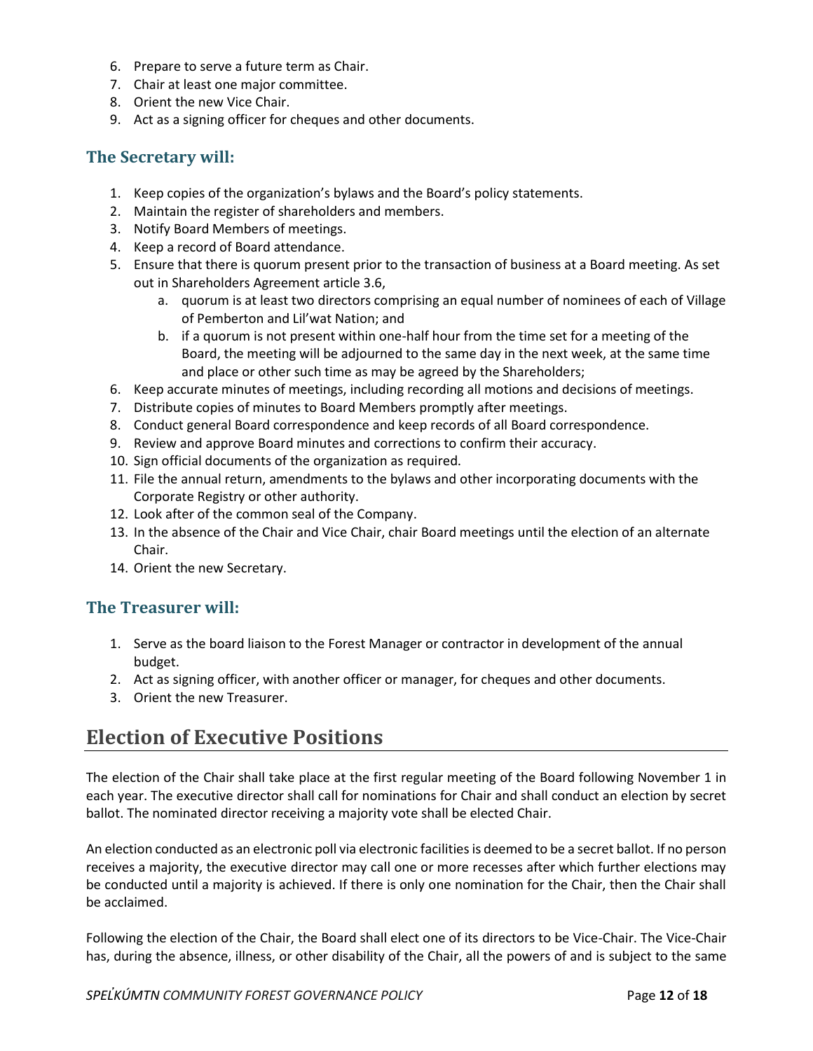6. Prepare to serve a future term as Chair.
7. Chair at least one major committee.
8. Orient the new Vice Chair.
9. Act as a signing officer for cheques and other documents.

### The Secretary will:

1. Keep copies of the organization's bylaws and the Board's policy statements.
2. Maintain the register of shareholders and members.
3. Notify Board Members of meetings.
4. Keep a record of Board attendance.
5. Ensure that there is quorum present prior to the transaction of business at a Board meeting. As set out in Shareholders Agreement article 3.6,
    a. quorum is at least two directors comprising an equal number of nominees of each of Village of Pemberton and Lil'wat Nation; and
    b. if a quorum is not present within one-half hour from the time set for a meeting of the Board, the meeting will be adjourned to the same day in the next week, at the same time and place or other such time as may be agreed by the Shareholders;
6. Keep accurate minutes of meetings, including recording all motions and decisions of meetings.
7. Distribute copies of minutes to Board Members promptly after meetings.
8. Conduct general Board correspondence and keep records of all Board correspondence.
9. Review and approve Board minutes and corrections to confirm their accuracy.
10. Sign official documents of the organization as required.
11. File the annual return, amendments to the bylaws and other incorporating documents with the Corporate Registry or other authority.
12. Look after of the common seal of the Company.
13. In the absence of the Chair and Vice Chair, chair Board meetings until the election of an alternate Chair.
14. Orient the new Secretary.

### The Treasurer will:

1. Serve as the board liaison to the Forest Manager or contractor in development of the annual budget.
2. Act as signing officer, with another officer or manager, for cheques and other documents.
3. Orient the new Treasurer.

## Election of Executive Positions

The election of the Chair shall take place at the first regular meeting of the Board following November 1 in each year. The executive director shall call for nominations for Chair and shall conduct an election by secret ballot. The nominated director receiving a majority vote shall be elected Chair.

An election conducted as an electronic poll via electronic facilities is deemed to be a secret ballot. If no person receives a majority, the executive director may call one or more recesses after which further elections may be conducted until a majority is achieved. If there is only one nomination for the Chair, then the Chair shall be acclaimed.

Following the election of the Chair, the Board shall elect one of its directors to be Vice-Chair. The Vice-Chair has, during the absence, illness, or other disability of the Chair, all the powers of and is subject to the same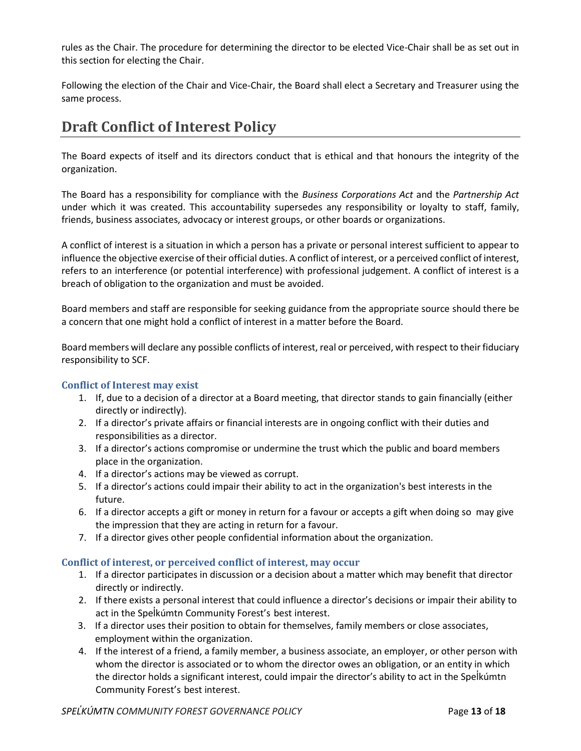rules as the Chair. The procedure for determining the director to be elected Vice-Chair shall be as set out in this section for electing the Chair.

Following the election of the Chair and Vice-Chair, the Board shall elect a Secretary and Treasurer using the same process.

## Draft Conflict of Interest Policy

The Board expects of itself and its directors conduct that is ethical and that honours the integrity of the organization.

The Board has a responsibility for compliance with the *Business Corporations Act* and the *Partnership Act* under which it was created. This accountability supersedes any responsibility or loyalty to staff, family, friends, business associates, advocacy or interest groups, or other boards or organizations.

A conflict of interest is a situation in which a person has a private or personal interest sufficient to appear to influence the objective exercise of their official duties. A conflict of interest, or a perceived conflict of interest, refers to an interference (or potential interference) with professional judgement. A conflict of interest is a breach of obligation to the organization and must be avoided.

Board members and staff are responsible for seeking guidance from the appropriate source should there be a concern that one might hold a conflict of interest in a matter before the Board.

Board members will declare any possible conflicts of interest, real or perceived, with respect to their fiduciary responsibility to SCF.

### Conflict of Interest may exist

1. If, due to a decision of a director at a Board meeting, that director stands to gain financially (either directly or indirectly).
2. If a director's private affairs or financial interests are in ongoing conflict with their duties and responsibilities as a director.
3. If a director's actions compromise or undermine the trust which the public and board members place in the organization.
4. If a director's actions may be viewed as corrupt.
5. If a director's actions could impair their ability to act in the organization's best interests in the future.
6. If a director accepts a gift or money in return for a favour or accepts a gift when doing so may give the impression that they are acting in return for a favour.
7. If a director gives other people confidential information about the organization.

### Conflict of interest, or perceived conflict of interest, may occur

1. If a director participates in discussion or a decision about a matter which may benefit that director directly or indirectly.
2. If there exists a personal interest that could influence a director's decisions or impair their ability to act in the Spel̓kúmtn Community Forest's best interest.
3. If a director uses their position to obtain for themselves, family members or close associates, employment within the organization.
4. If the interest of a friend, a family member, a business associate, an employer, or other person with whom the director is associated or to whom the director owes an obligation, or an entity in which the director holds a significant interest, could impair the director's ability to act in the Spel̓kúmtn Community Forest's best interest.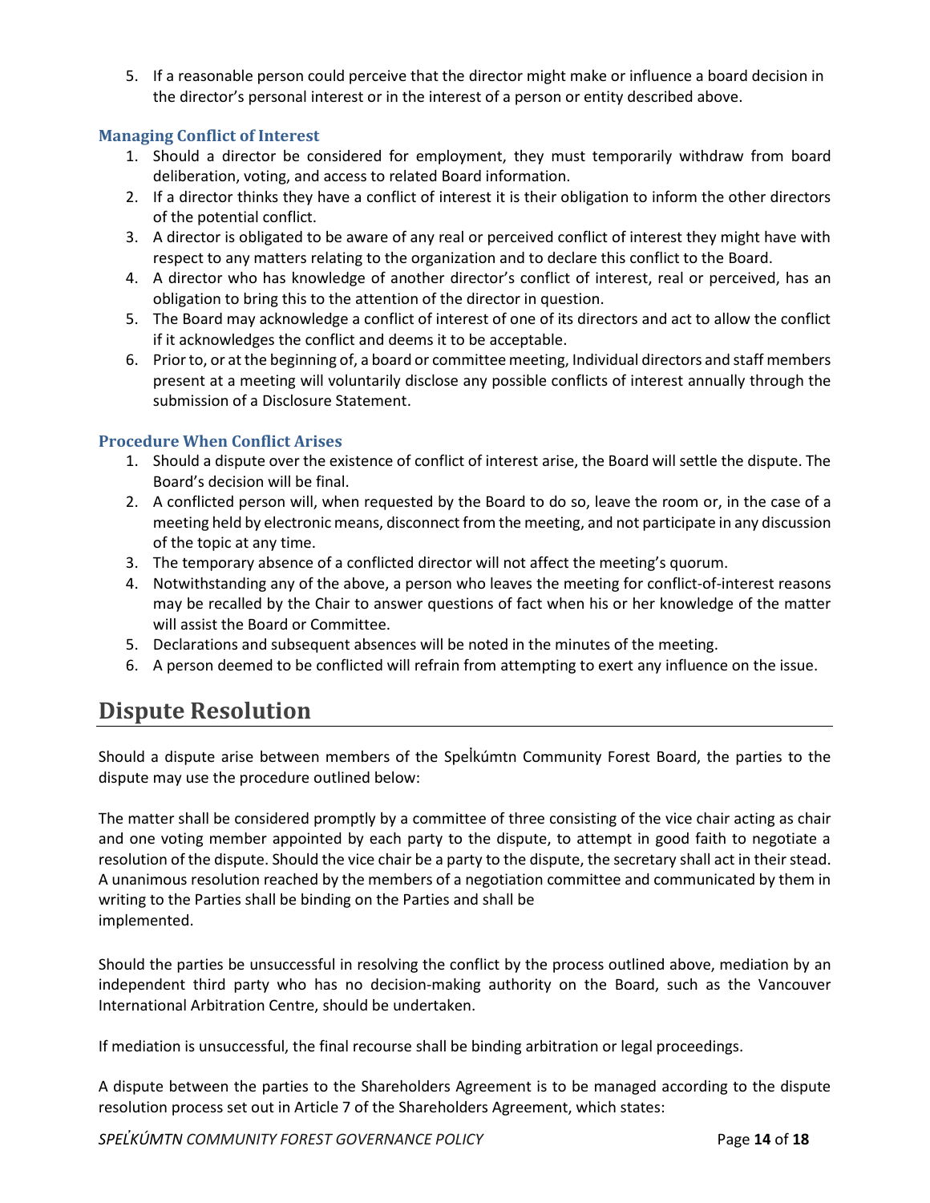5. If a reasonable person could perceive that the director might make or influence a board decision in the director's personal interest or in the interest of a person or entity described above.

### Managing Conflict of Interest

1. Should a director be considered for employment, they must temporarily withdraw from board deliberation, voting, and access to related Board information.
2. If a director thinks they have a conflict of interest it is their obligation to inform the other directors of the potential conflict.
3. A director is obligated to be aware of any real or perceived conflict of interest they might have with respect to any matters relating to the organization and to declare this conflict to the Board.
4. A director who has knowledge of another director's conflict of interest, real or perceived, has an obligation to bring this to the attention of the director in question.
5. The Board may acknowledge a conflict of interest of one of its directors and act to allow the conflict if it acknowledges the conflict and deems it to be acceptable.
6. Prior to, or at the beginning of, a board or committee meeting, Individual directors and staff members present at a meeting will voluntarily disclose any possible conflicts of interest annually through the submission of a Disclosure Statement.

### Procedure When Conflict Arises

1. Should a dispute over the existence of conflict of interest arise, the Board will settle the dispute. The Board's decision will be final.
2. A conflicted person will, when requested by the Board to do so, leave the room or, in the case of a meeting held by electronic means, disconnect from the meeting, and not participate in any discussion of the topic at any time.
3. The temporary absence of a conflicted director will not affect the meeting's quorum.
4. Notwithstanding any of the above, a person who leaves the meeting for conflict-of-interest reasons may be recalled by the Chair to answer questions of fact when his or her knowledge of the matter will assist the Board or Committee.
5. Declarations and subsequent absences will be noted in the minutes of the meeting.
6. A person deemed to be conflicted will refrain from attempting to exert any influence on the issue.

## Dispute Resolution

Should a dispute arise between members of the Speİkúmtn Community Forest Board, the parties to the dispute may use the procedure outlined below:

The matter shall be considered promptly by a committee of three consisting of the vice chair acting as chair and one voting member appointed by each party to the dispute, to attempt in good faith to negotiate a resolution of the dispute. Should the vice chair be a party to the dispute, the secretary shall act in their stead. A unanimous resolution reached by the members of a negotiation committee and communicated by them in writing to the Parties shall be binding on the Parties and shall be implemented.

Should the parties be unsuccessful in resolving the conflict by the process outlined above, mediation by an independent third party who has no decision-making authority on the Board, such as the Vancouver International Arbitration Centre, should be undertaken.

If mediation is unsuccessful, the final recourse shall be binding arbitration or legal proceedings.

A dispute between the parties to the Shareholders Agreement is to be managed according to the dispute resolution process set out in Article 7 of the Shareholders Agreement, which states: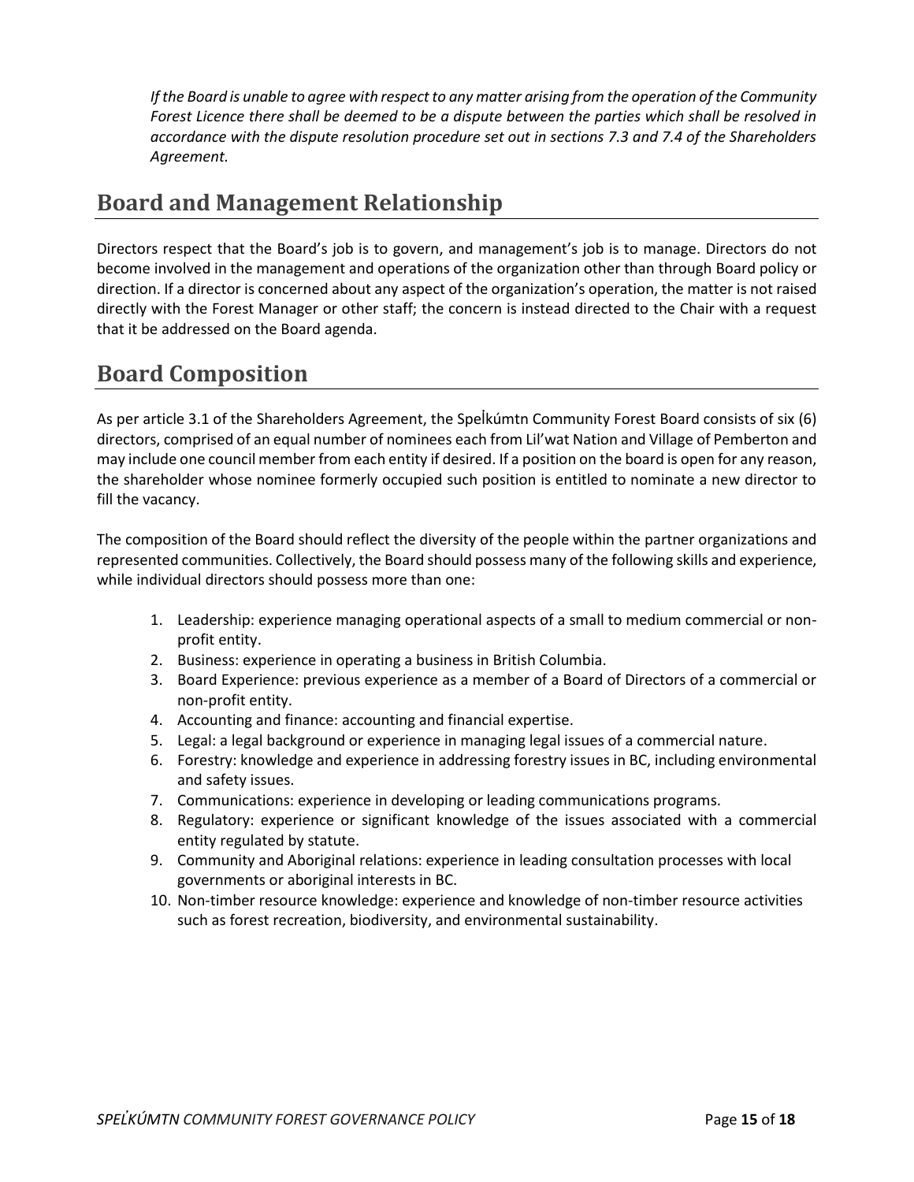*If the Board is unable to agree with respect to any matter arising from the operation of the Community Forest Licence there shall be deemed to be a dispute between the parties which shall be resolved in accordance with the dispute resolution procedure set out in sections 7.3 and 7.4 of the Shareholders Agreement.*

## Board and Management Relationship

Directors respect that the Board's job is to govern, and management's job is to manage. Directors do not become involved in the management and operations of the organization other than through Board policy or direction. If a director is concerned about any aspect of the organization's operation, the matter is not raised directly with the Forest Manager or other staff; the concern is instead directed to the Chair with a request that it be addressed on the Board agenda.

## Board Composition

As per article 3.1 of the Shareholders Agreement, the Spel̓kúmtn Community Forest Board consists of six (6) directors, comprised of an equal number of nominees each from Lil'wat Nation and Village of Pemberton and may include one council member from each entity if desired. If a position on the board is open for any reason, the shareholder whose nominee formerly occupied such position is entitled to nominate a new director to fill the vacancy.

The composition of the Board should reflect the diversity of the people within the partner organizations and represented communities. Collectively, the Board should possess many of the following skills and experience, while individual directors should possess more than one:

1. Leadership: experience managing operational aspects of a small to medium commercial or non-profit entity.
2. Business: experience in operating a business in British Columbia.
3. Board Experience: previous experience as a member of a Board of Directors of a commercial or non-profit entity.
4. Accounting and finance: accounting and financial expertise.
5. Legal: a legal background or experience in managing legal issues of a commercial nature.
6. Forestry: knowledge and experience in addressing forestry issues in BC, including environmental and safety issues.
7. Communications: experience in developing or leading communications programs.
8. Regulatory: experience or significant knowledge of the issues associated with a commercial entity regulated by statute.
9. Community and Aboriginal relations: experience in leading consultation processes with local governments or aboriginal interests in BC.
10. Non-timber resource knowledge: experience and knowledge of non-timber resource activities such as forest recreation, biodiversity, and environmental sustainability.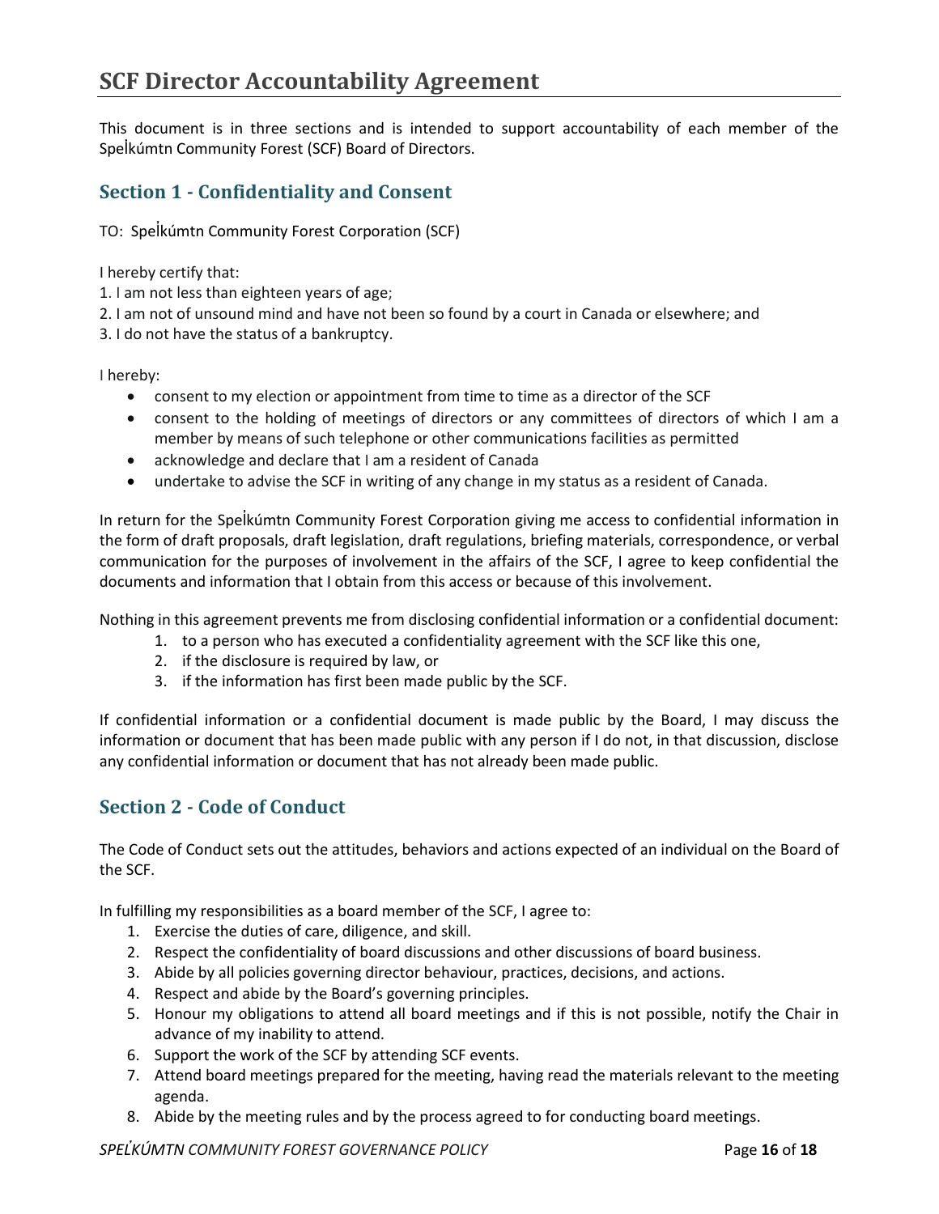# SCF Director Accountability Agreement

This document is in three sections and is intended to support accountability of each member of the Spel̓kúmtn Community Forest (SCF) Board of Directors.

## Section 1 - Confidentiality and Consent

TO: Spel̓kúmtn Community Forest Corporation (SCF)

I hereby certify that:

1. I am not less than eighteen years of age;
2. I am not of unsound mind and have not been so found by a court in Canada or elsewhere; and
3. I do not have the status of a bankruptcy.

I hereby:

- consent to my election or appointment from time to time as a director of the SCF
- consent to the holding of meetings of directors or any committees of directors of which I am a member by means of such telephone or other communications facilities as permitted
- acknowledge and declare that I am a resident of Canada
- undertake to advise the SCF in writing of any change in my status as a resident of Canada.

In return for the Spel̓kúmtn Community Forest Corporation giving me access to confidential information in the form of draft proposals, draft legislation, draft regulations, briefing materials, correspondence, or verbal communication for the purposes of involvement in the affairs of the SCF, I agree to keep confidential the documents and information that I obtain from this access or because of this involvement.

Nothing in this agreement prevents me from disclosing confidential information or a confidential document:

1. to a person who has executed a confidentiality agreement with the SCF like this one,
2. if the disclosure is required by law, or
3. if the information has first been made public by the SCF.

If confidential information or a confidential document is made public by the Board, I may discuss the information or document that has been made public with any person if I do not, in that discussion, disclose any confidential information or document that has not already been made public.

## Section 2 - Code of Conduct

The Code of Conduct sets out the attitudes, behaviors and actions expected of an individual on the Board of the SCF.

In fulfilling my responsibilities as a board member of the SCF, I agree to:

1. Exercise the duties of care, diligence, and skill.
2. Respect the confidentiality of board discussions and other discussions of board business.
3. Abide by all policies governing director behaviour, practices, decisions, and actions.
4. Respect and abide by the Board's governing principles.
5. Honour my obligations to attend all board meetings and if this is not possible, notify the Chair in advance of my inability to attend.
6. Support the work of the SCF by attending SCF events.
7. Attend board meetings prepared for the meeting, having read the materials relevant to the meeting agenda.
8. Abide by the meeting rules and by the process agreed to for conducting board meetings.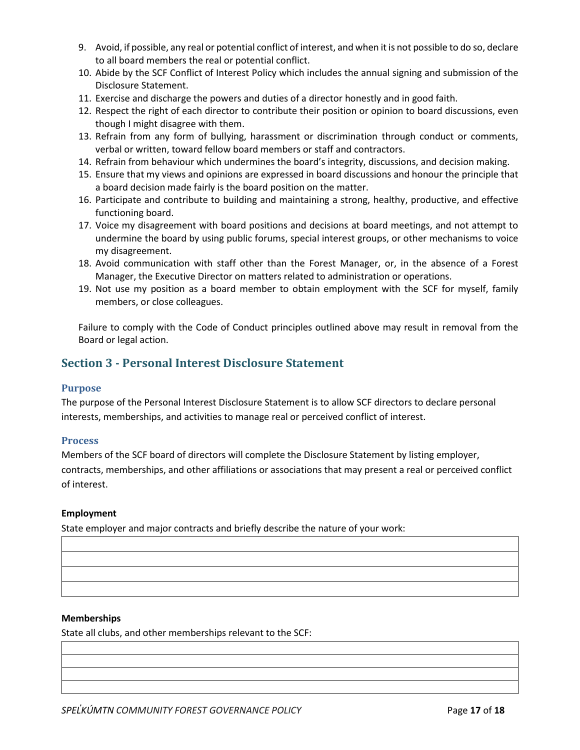9. Avoid, if possible, any real or potential conflict of interest, and when it is not possible to do so, declare to all board members the real or potential conflict.
10. Abide by the SCF Conflict of Interest Policy which includes the annual signing and submission of the Disclosure Statement.
11. Exercise and discharge the powers and duties of a director honestly and in good faith.
12. Respect the right of each director to contribute their position or opinion to board discussions, even though I might disagree with them.
13. Refrain from any form of bullying, harassment or discrimination through conduct or comments, verbal or written, toward fellow board members or staff and contractors.
14. Refrain from behaviour which undermines the board's integrity, discussions, and decision making.
15. Ensure that my views and opinions are expressed in board discussions and honour the principle that a board decision made fairly is the board position on the matter.
16. Participate and contribute to building and maintaining a strong, healthy, productive, and effective functioning board.
17. Voice my disagreement with board positions and decisions at board meetings, and not attempt to undermine the board by using public forums, special interest groups, or other mechanisms to voice my disagreement.
18. Avoid communication with staff other than the Forest Manager, or, in the absence of a Forest Manager, the Executive Director on matters related to administration or operations.
19. Not use my position as a board member to obtain employment with the SCF for myself, family members, or close colleagues.

Failure to comply with the Code of Conduct principles outlined above may result in removal from the Board or legal action.

## Section 3 - Personal Interest Disclosure Statement

### Purpose

The purpose of the Personal Interest Disclosure Statement is to allow SCF directors to declare personal interests, memberships, and activities to manage real or perceived conflict of interest.

### Process

Members of the SCF board of directors will complete the Disclosure Statement by listing employer, contracts, memberships, and other affiliations or associations that may present a real or perceived conflict of interest.

**Employment**

State employer and major contracts and briefly describe the nature of your work:

| |
|---|
| |
| |
| |
| |

**Memberships**

State all clubs, and other memberships relevant to the SCF:

| |
|---|
| |
| |
| |
| |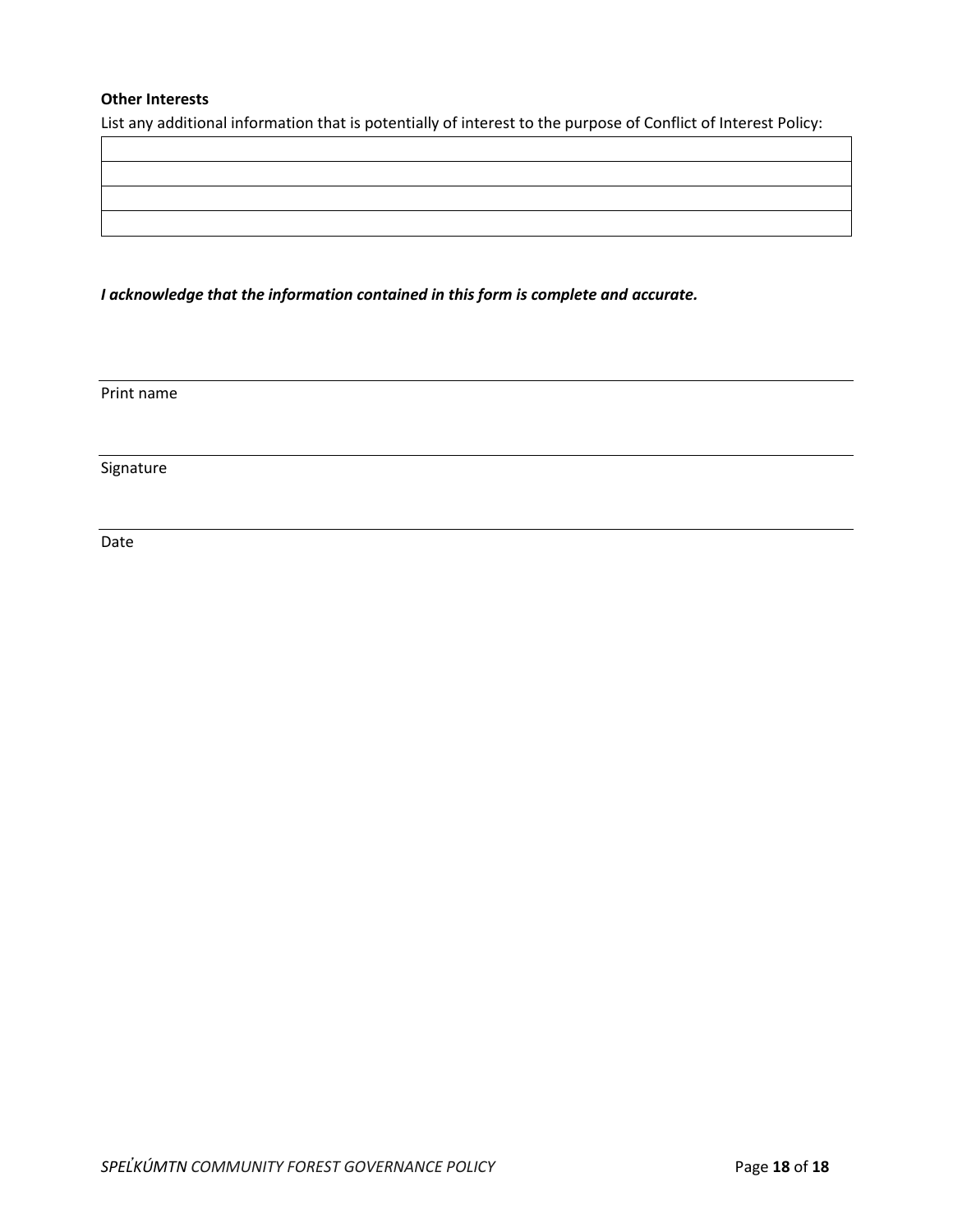**Other Interests**

List any additional information that is potentially of interest to the purpose of Conflict of Interest Policy:

| |
|---|
| |
| |
| |

***I acknowledge that the information contained in this form is complete and accurate.***

\_\_\_\_\_\_\_\_\_\_\_\_\_\_\_\_\_\_\_\_\_\_\_\_\_\_\_\_\_\_\_\_\_\_\_\_\_\_\_\_

Print name

\_\_\_\_\_\_\_\_\_\_\_\_\_\_\_\_\_\_\_\_\_\_\_\_\_\_\_\_\_\_\_\_\_\_\_\_\_\_\_\_

Signature

\_\_\_\_\_\_\_\_\_\_\_\_\_\_\_\_\_\_\_\_\_\_\_\_\_\_\_\_\_\_\_\_\_\_\_\_\_\_\_\_

Date